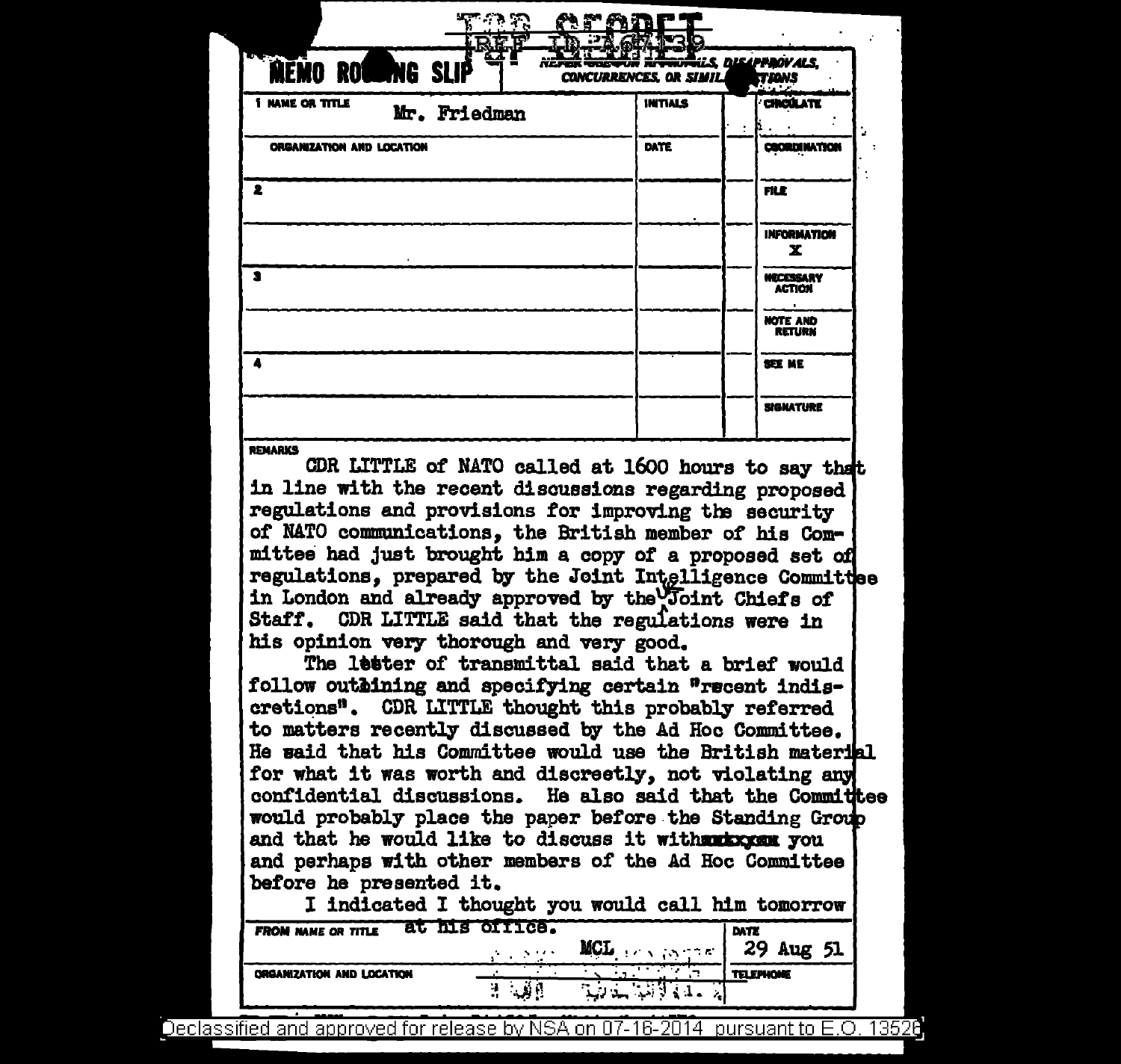TOP SECRET

REF ID:A67139

# MEMO ROUTING SLIP

NEVER USE FOR APPROVALS, DISAPPROVALS, CONCURRENCES, OR SIMILAR ACTIONS

| | INITIALS | | |
|---|---|---|---|
| 1 NAME OR TITLE Mr. Friedman | | | CIRCULATE |
| ORGANIZATION AND LOCATION | DATE | | COORDINATION |
| 2 | | | FILE |
| | | | INFORMATION X |
| 3 | | | NECESSARY ACTION |
| | | | NOTE AND RETURN |
| 4 | | | SEE ME |
| | | | SIGNATURE |

REMARKS

CDR LITTLE of NATO called at 1600 hours to say that in line with the recent discussions regarding proposed regulations and provisions for improving the security of NATO communications, the British member of his Committee had just brought him a copy of a proposed set of regulations, prepared by the Joint Intelligence Committee in London and already approved by the UK Joint Chiefs of Staff. CDR LITTLE said that the regulations were in his opinion very thorough and very good.

The letter of transmittal said that a brief would follow outlining and specifying certain "recent indiscretions". CDR LITTLE thought this probably referred to matters recently discussed by the Ad Hoc Committee. He said that his Committee would use the British material for what it was worth and discreetly, not violating any confidential discussions. He also said that the Committee would probably place the paper before the Standing Group and that he would like to discuss it with ~~xxxxxx~~ you and perhaps with other members of the Ad Hoc Committee before he presented it.

I indicated I thought you would call him tomorrow at his office.

| FROM NAME OR TITLE | DATE |
|---|---|
| MCL | 29 Aug 51 |
| ORGANIZATION AND LOCATION | TELEPHONE |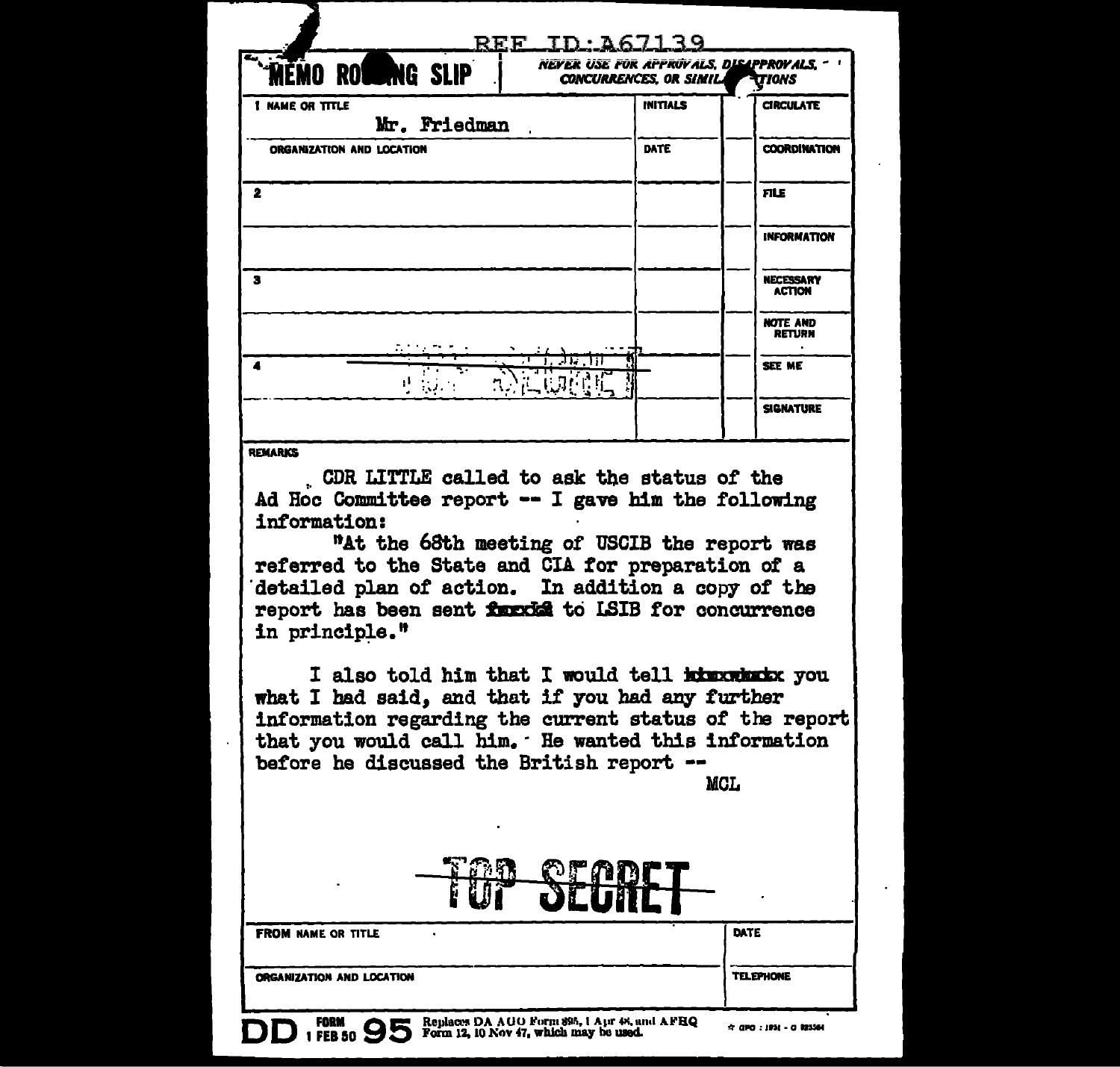REF ID:A67139

**MEMO ROUTING SLIP** | *NEVER USE FOR APPROVALS, DISAPPROVALS, CONCURRENCES, OR SIMILAR ACTIONS*

| NAME OR TITLE | INITIALS | | |
|---|---|---|---|
| 1 Mr. Friedman | | | CIRCULATE |
| ORGANIZATION AND LOCATION | DATE | | COORDINATION |
| 2 | | | FILE |
| | | | INFORMATION |
| 3 | | | NECESSARY ACTION |
| | | | NOTE AND RETURN |
| 4 | | | SEE ME |
| | | | SIGNATURE |

REMARKS

CDR LITTLE called to ask the status of the Ad Hoc Committee report -- I gave him the following information:

"At the 68th meeting of USCIB the report was referred to the State and CIA for preparation of a detailed plan of action. In addition a copy of the report has been sent ~~fxxxxx~~ to LSIB for concurrence in principle."

I also told him that I would tell ~~xxxxxxxx~~ you what I had said, and that if you had any further information regarding the current status of the report that you would call him. He wanted this information before he discussed the British report --

MCL

~~TOP SECRET~~

| FROM NAME OR TITLE | DATE |
|---|---|
| ORGANIZATION AND LOCATION | TELEPHONE |

DD FORM 1 FEB 50 95 Replaces DA AGO Form 895, 1 Apr 48, and AFHQ Form 12, 10 Nov 47, which may be used.